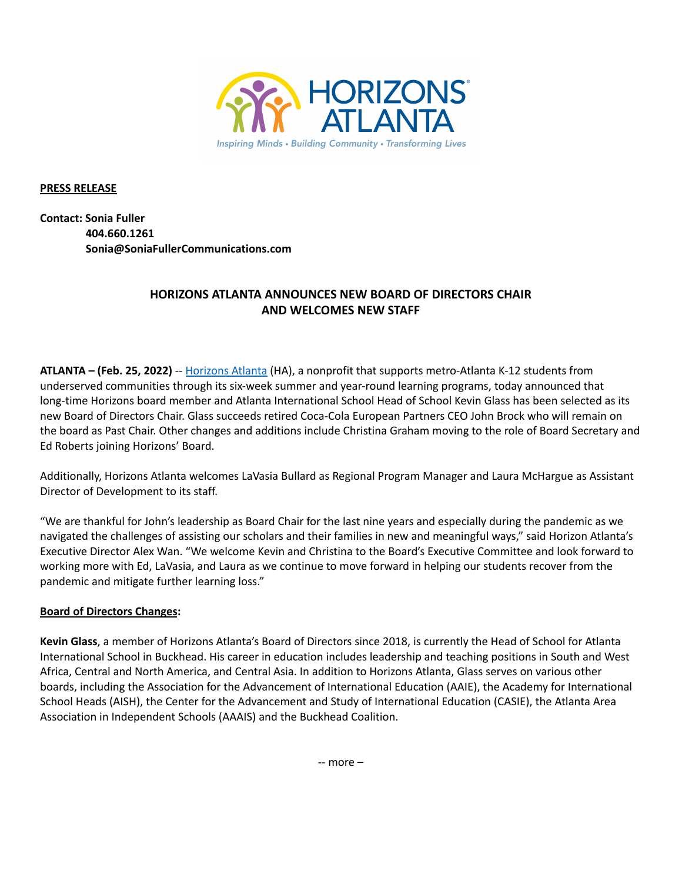**PRESS RELEASE**

**Contact: Sonia Fuller**
**404.660.1261**
**Sonia@SoniaFullerCommunications.com**

## HORIZONS ATLANTA ANNOUNCES NEW BOARD OF DIRECTORS CHAIR AND WELCOMES NEW STAFF

**ATLANTA – (Feb. 25, 2022)** -- Horizons Atlanta (HA), a nonprofit that supports metro-Atlanta K-12 students from underserved communities through its six-week summer and year-round learning programs, today announced that long-time Horizons board member and Atlanta International School Head of School Kevin Glass has been selected as its new Board of Directors Chair. Glass succeeds retired Coca-Cola European Partners CEO John Brock who will remain on the board as Past Chair. Other changes and additions include Christina Graham moving to the role of Board Secretary and Ed Roberts joining Horizons' Board.

Additionally, Horizons Atlanta welcomes LaVasia Bullard as Regional Program Manager and Laura McHargue as Assistant Director of Development to its staff.

"We are thankful for John's leadership as Board Chair for the last nine years and especially during the pandemic as we navigated the challenges of assisting our scholars and their families in new and meaningful ways," said Horizon Atlanta's Executive Director Alex Wan. "We welcome Kevin and Christina to the Board's Executive Committee and look forward to working more with Ed, LaVasia, and Laura as we continue to move forward in helping our students recover from the pandemic and mitigate further learning loss."

**Board of Directors Changes:**

**Kevin Glass**, a member of Horizons Atlanta's Board of Directors since 2018, is currently the Head of School for Atlanta International School in Buckhead. His career in education includes leadership and teaching positions in South and West Africa, Central and North America, and Central Asia. In addition to Horizons Atlanta, Glass serves on various other boards, including the Association for the Advancement of International Education (AAIE), the Academy for International School Heads (AISH), the Center for the Advancement and Study of International Education (CASIE), the Atlanta Area Association in Independent Schools (AAAIS) and the Buckhead Coalition.

-- more –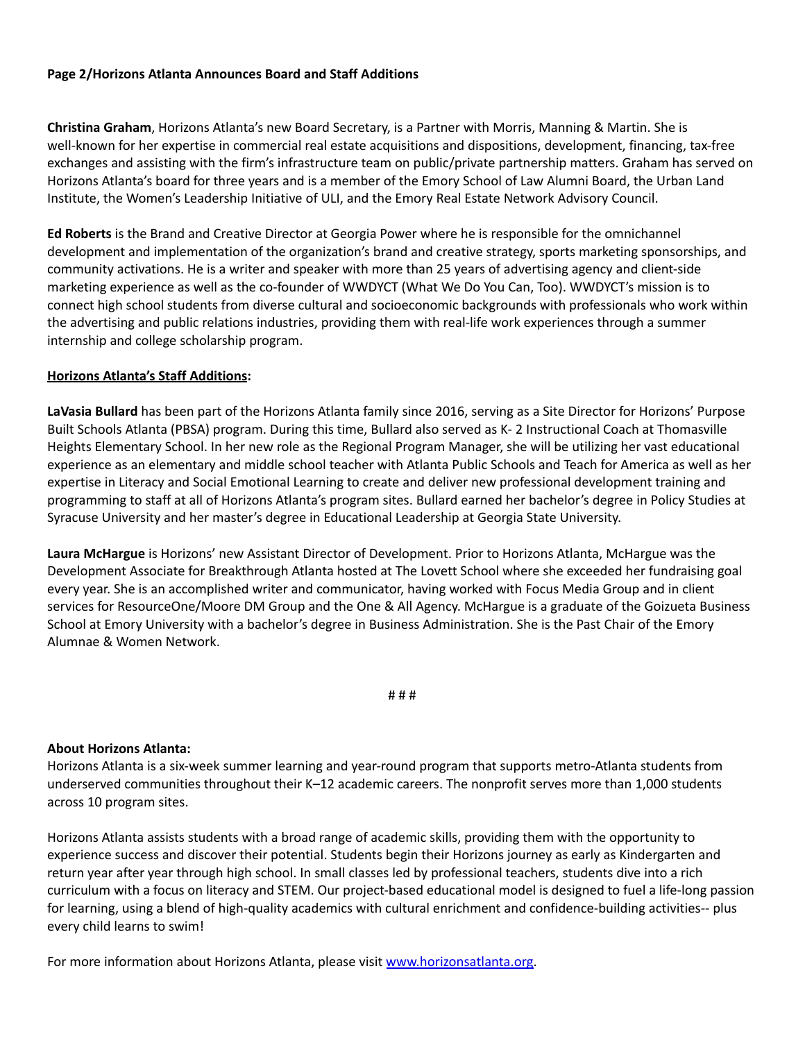**Christina Graham**, Horizons Atlanta's new Board Secretary, is a Partner with Morris, Manning & Martin. She is well-known for her expertise in commercial real estate acquisitions and dispositions, development, financing, tax-free exchanges and assisting with the firm's infrastructure team on public/private partnership matters. Graham has served on Horizons Atlanta's board for three years and is a member of the Emory School of Law Alumni Board, the Urban Land Institute, the Women's Leadership Initiative of ULI, and the Emory Real Estate Network Advisory Council.

**Ed Roberts** is the Brand and Creative Director at Georgia Power where he is responsible for the omnichannel development and implementation of the organization's brand and creative strategy, sports marketing sponsorships, and community activations. He is a writer and speaker with more than 25 years of advertising agency and client-side marketing experience as well as the co-founder of WWDYCT (What We Do You Can, Too). WWDYCT's mission is to connect high school students from diverse cultural and socioeconomic backgrounds with professionals who work within the advertising and public relations industries, providing them with real-life work experiences through a summer internship and college scholarship program.

**Horizons Atlanta's Staff Additions:**

**LaVasia Bullard** has been part of the Horizons Atlanta family since 2016, serving as a Site Director for Horizons' Purpose Built Schools Atlanta (PBSA) program. During this time, Bullard also served as K- 2 Instructional Coach at Thomasville Heights Elementary School. In her new role as the Regional Program Manager, she will be utilizing her vast educational experience as an elementary and middle school teacher with Atlanta Public Schools and Teach for America as well as her expertise in Literacy and Social Emotional Learning to create and deliver new professional development training and programming to staff at all of Horizons Atlanta's program sites. Bullard earned her bachelor's degree in Policy Studies at Syracuse University and her master's degree in Educational Leadership at Georgia State University.

**Laura McHargue** is Horizons' new Assistant Director of Development. Prior to Horizons Atlanta, McHargue was the Development Associate for Breakthrough Atlanta hosted at The Lovett School where she exceeded her fundraising goal every year. She is an accomplished writer and communicator, having worked with Focus Media Group and in client services for ResourceOne/Moore DM Group and the One & All Agency. McHargue is a graduate of the Goizueta Business School at Emory University with a bachelor's degree in Business Administration. She is the Past Chair of the Emory Alumnae & Women Network.

# # #

**About Horizons Atlanta:**

Horizons Atlanta is a six-week summer learning and year-round program that supports metro-Atlanta students from underserved communities throughout their K–12 academic careers. The nonprofit serves more than 1,000 students across 10 program sites.

Horizons Atlanta assists students with a broad range of academic skills, providing them with the opportunity to experience success and discover their potential. Students begin their Horizons journey as early as Kindergarten and return year after year through high school. In small classes led by professional teachers, students dive into a rich curriculum with a focus on literacy and STEM. Our project-based educational model is designed to fuel a life-long passion for learning, using a blend of high-quality academics with cultural enrichment and confidence-building activities-- plus every child learns to swim!

For more information about Horizons Atlanta, please visit [www.horizonsatlanta.org](http://www.horizonsatlanta.org).